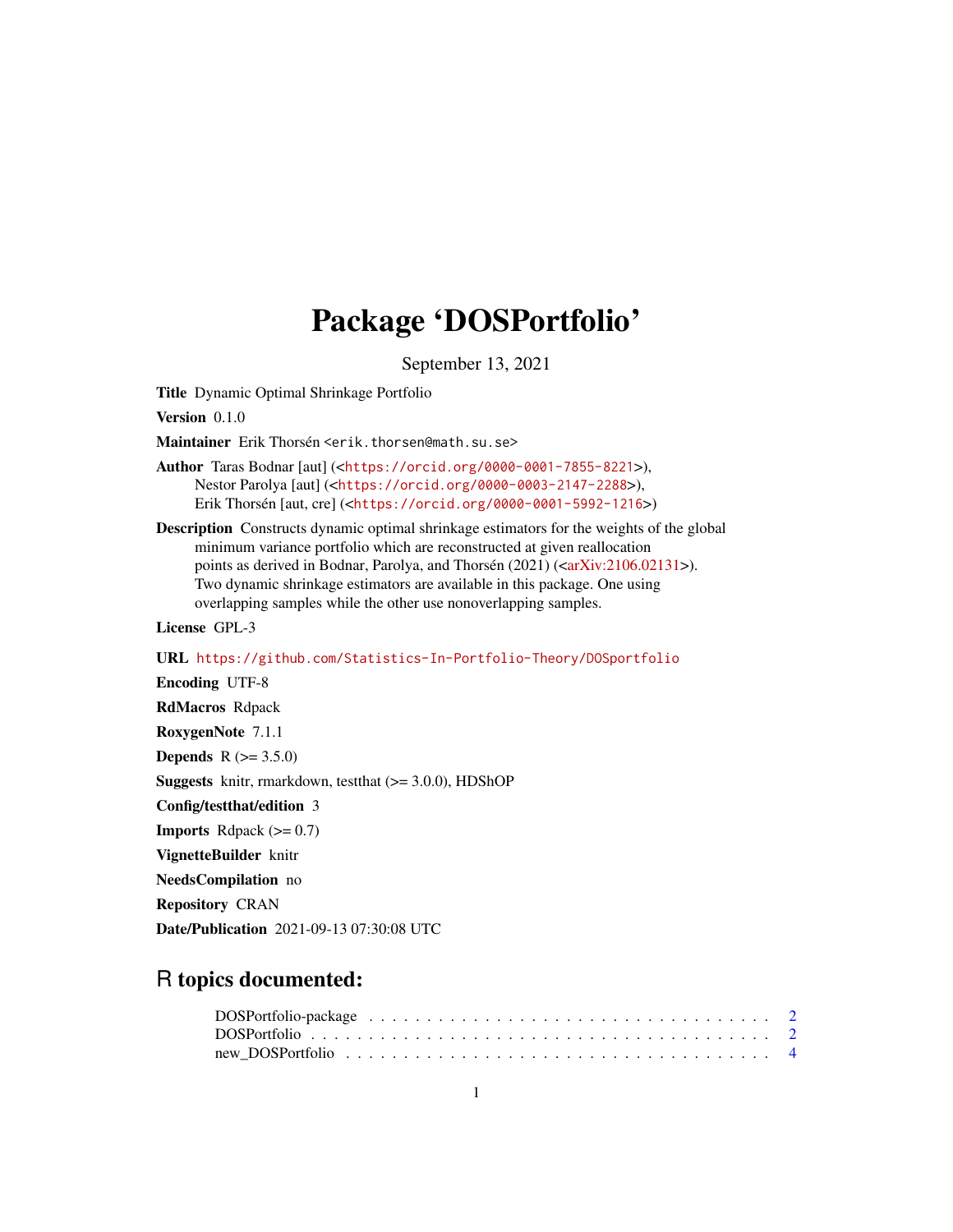# Package 'DOSPortfolio'

September 13, 2021

**Title** Dynamic Optimal Shrinkage Portfolio

**Version** 0.1.0

**Maintainer** Erik Thorsén <erik.thorsen@math.su.se>

**Author** Taras Bodnar [aut] (<https://orcid.org/0000-0001-7855-8221>),
Nestor Parolya [aut] (<https://orcid.org/0000-0003-2147-2288>),
Erik Thorsén [aut, cre] (<https://orcid.org/0000-0001-5992-1216>)

**Description** Constructs dynamic optimal shrinkage estimators for the weights of the global minimum variance portfolio which are reconstructed at given reallocation points as derived in Bodnar, Parolya, and Thorsén (2021) (<arXiv:2106.02131>). Two dynamic shrinkage estimators are available in this package. One using overlapping samples while the other use nonoverlapping samples.

**License** GPL-3

**URL** https://github.com/Statistics-In-Portfolio-Theory/DOSportfolio

**Encoding** UTF-8

**RdMacros** Rdpack

**RoxygenNote** 7.1.1

**Depends** R (>= 3.5.0)

**Suggests** knitr, rmarkdown, testthat (>= 3.0.0), HDShOP

**Config/testthat/edition** 3

**Imports** Rdpack (>= 0.7)

**VignetteBuilder** knitr

**NeedsCompilation** no

**Repository** CRAN

**Date/Publication** 2021-09-13 07:30:08 UTC

## R topics documented:

- DOSPortfolio-package . . . . . . . . . . . . . . . . . . . . . . . . . . . . . . . . . . . 2
- DOSPortfolio . . . . . . . . . . . . . . . . . . . . . . . . . . . . . . . . . . . . . . . . 2
- new_DOSPortfolio . . . . . . . . . . . . . . . . . . . . . . . . . . . . . . . . . . . . . 4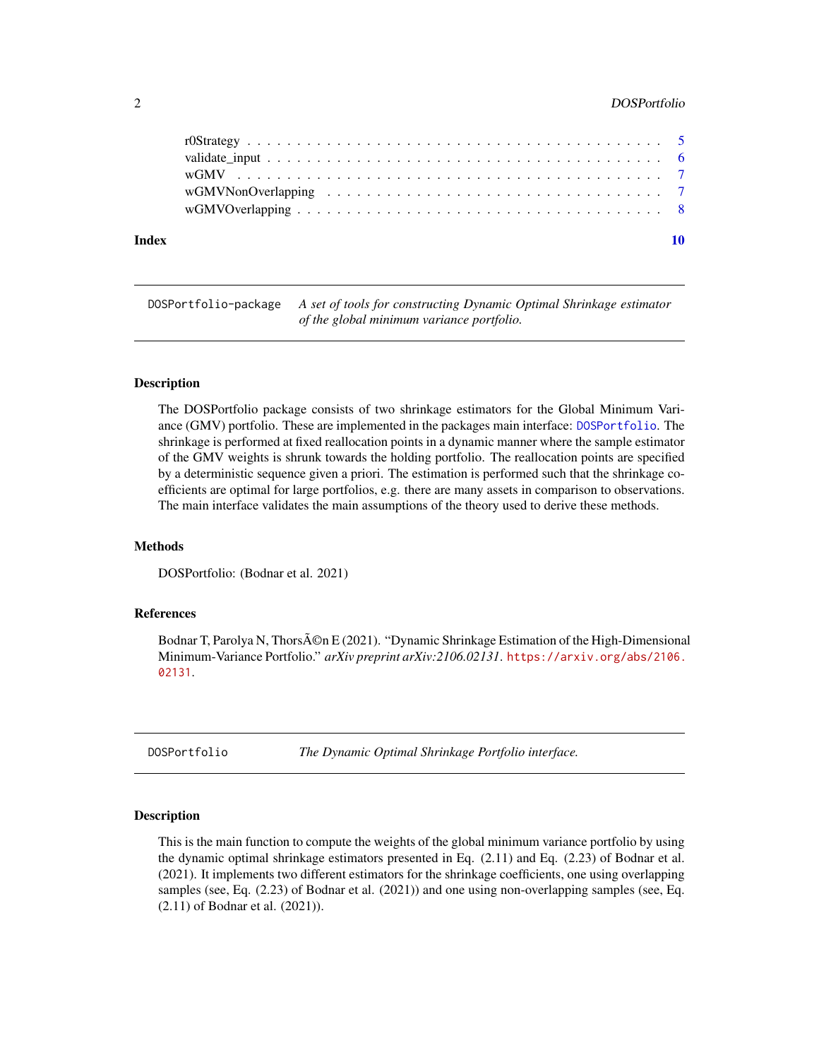r0Strategy . . . . . . . . . . . . . . . . . . . . . . . . . . . . . . . . . . . . . . . . 5
validate_input . . . . . . . . . . . . . . . . . . . . . . . . . . . . . . . . . . . . . . 6
wGMV . . . . . . . . . . . . . . . . . . . . . . . . . . . . . . . . . . . . . . . . . . 7
wGMVNonOverlapping . . . . . . . . . . . . . . . . . . . . . . . . . . . . . . . . . 7
wGMVOverlapping . . . . . . . . . . . . . . . . . . . . . . . . . . . . . . . . . . . 8

**Index** **10**

---

`DOSPortfolio-package` *A set of tools for constructing Dynamic Optimal Shrinkage estimator of the global minimum variance portfolio.*

---

### Description

The DOSPortfolio package consists of two shrinkage estimators for the Global Minimum Variance (GMV) portfolio. These are implemented in the packages main interface: `DOSPortfolio`. The shrinkage is performed at fixed reallocation points in a dynamic manner where the sample estimator of the GMV weights is shrunk towards the holding portfolio. The reallocation points are specified by a deterministic sequence given a priori. The estimation is performed such that the shrinkage coefficients are optimal for large portfolios, e.g. there are many assets in comparison to observations. The main interface validates the main assumptions of the theory used to derive these methods.

### Methods

DOSPortfolio: (Bodnar et al. 2021)

### References

Bodnar T, Parolya N, ThorsÃ©n E (2021). "Dynamic Shrinkage Estimation of the High-Dimensional Minimum-Variance Portfolio." *arXiv preprint arXiv:2106.02131*. `https://arxiv.org/abs/2106.02131`.

---

`DOSPortfolio` *The Dynamic Optimal Shrinkage Portfolio interface.*

---

### Description

This is the main function to compute the weights of the global minimum variance portfolio by using the dynamic optimal shrinkage estimators presented in Eq. (2.11) and Eq. (2.23) of Bodnar et al. (2021). It implements two different estimators for the shrinkage coefficients, one using overlapping samples (see, Eq. (2.23) of Bodnar et al. (2021)) and one using non-overlapping samples (see, Eq. (2.11) of Bodnar et al. (2021)).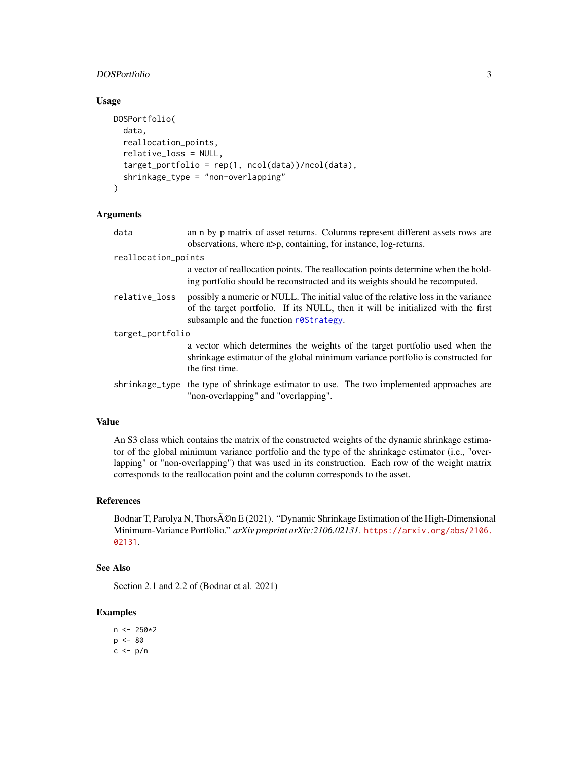## Usage

```
DOSPortfolio(
  data,
  reallocation_points,
  relative_loss = NULL,
  target_portfolio = rep(1, ncol(data))/ncol(data),
  shrinkage_type = "non-overlapping"
)
```

## Arguments

- `data` — an n by p matrix of asset returns. Columns represent different assets rows are observations, where n>p, containing, for instance, log-returns.
- `reallocation_points` — a vector of reallocation points. The reallocation points determine when the holding portfolio should be reconstructed and its weights should be recomputed.
- `relative_loss` — possibly a numeric or NULL. The initial value of the relative loss in the variance of the target portfolio. If its NULL, then it will be initialized with the first subsample and the function `r0Strategy`.
- `target_portfolio` — a vector which determines the weights of the target portfolio used when the shrinkage estimator of the global minimum variance portfolio is constructed for the first time.
- `shrinkage_type` — the type of shrinkage estimator to use. The two implemented approaches are "non-overlapping" and "overlapping".

## Value

An S3 class which contains the matrix of the constructed weights of the dynamic shrinkage estimator of the global minimum variance portfolio and the type of the shrinkage estimator (i.e., "overlapping" or "non-overlapping") that was used in its construction. Each row of the weight matrix corresponds to the reallocation point and the column corresponds to the asset.

## References

Bodnar T, Parolya N, ThorsÃ©n E (2021). "Dynamic Shrinkage Estimation of the High-Dimensional Minimum-Variance Portfolio." *arXiv preprint arXiv:2106.02131*. https://arxiv.org/abs/2106.02131.

## See Also

Section 2.1 and 2.2 of (Bodnar et al. 2021)

## Examples

```
n <- 250*2
p <- 80
c <- p/n
```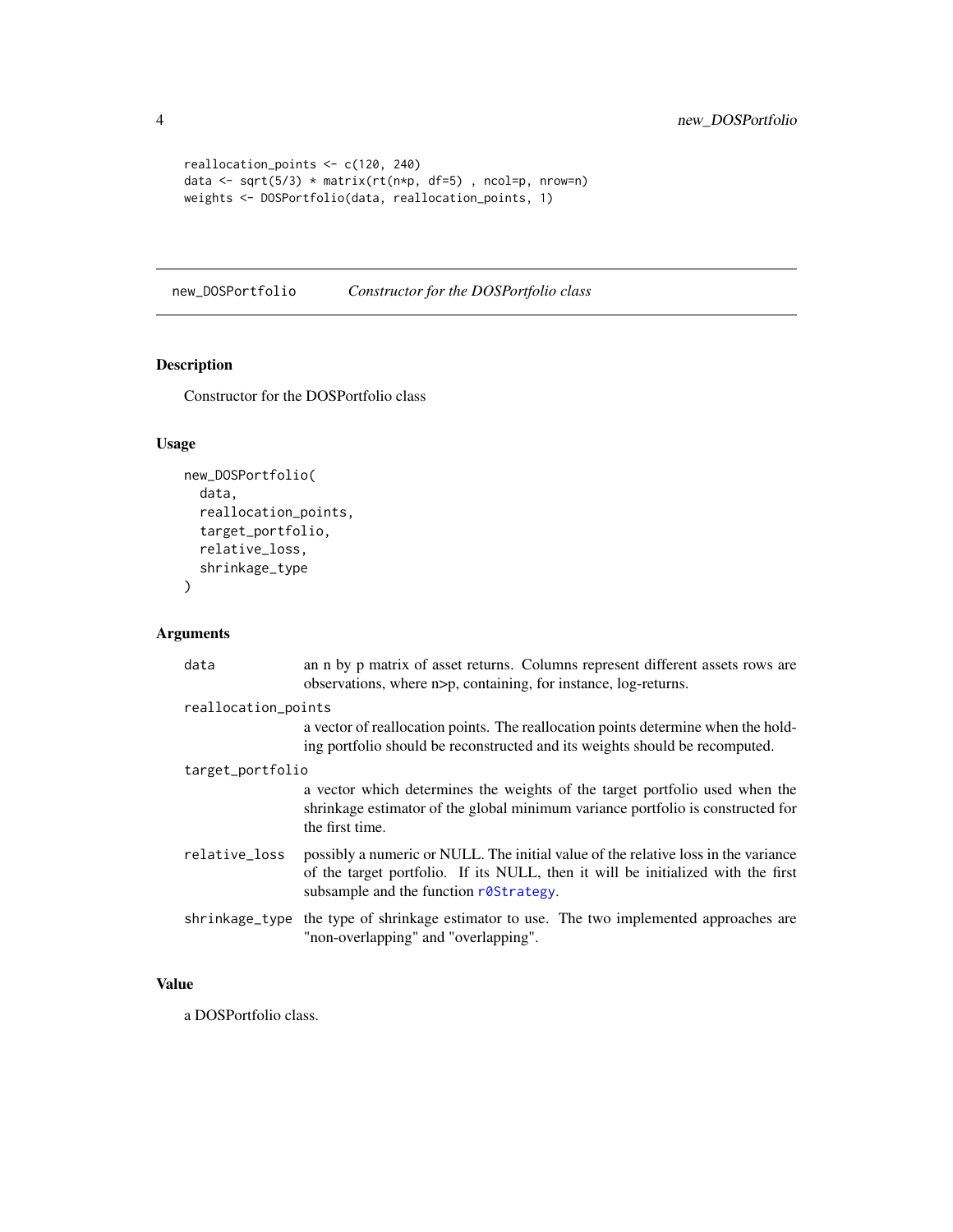```
reallocation_points <- c(120, 240)
data <- sqrt(5/3) * matrix(rt(n*p, df=5) , ncol=p, nrow=n)
weights <- DOSPortfolio(data, reallocation_points, 1)
```

## new_DOSPortfolio *Constructor for the DOSPortfolio class*

### Description

Constructor for the DOSPortfolio class

### Usage

```
new_DOSPortfolio(
  data,
  reallocation_points,
  target_portfolio,
  relative_loss,
  shrinkage_type
)
```

### Arguments

| | |
|---|---|
| data | an n by p matrix of asset returns. Columns represent different assets rows are observations, where n>p, containing, for instance, log-returns. |
| reallocation_points | a vector of reallocation points. The reallocation points determine when the holding portfolio should be reconstructed and its weights should be recomputed. |
| target_portfolio | a vector which determines the weights of the target portfolio used when the shrinkage estimator of the global minimum variance portfolio is constructed for the first time. |
| relative_loss | possibly a numeric or NULL. The initial value of the relative loss in the variance of the target portfolio. If its NULL, then it will be initialized with the first subsample and the function r0Strategy. |
| shrinkage_type | the type of shrinkage estimator to use. The two implemented approaches are "non-overlapping" and "overlapping". |

### Value

a DOSPortfolio class.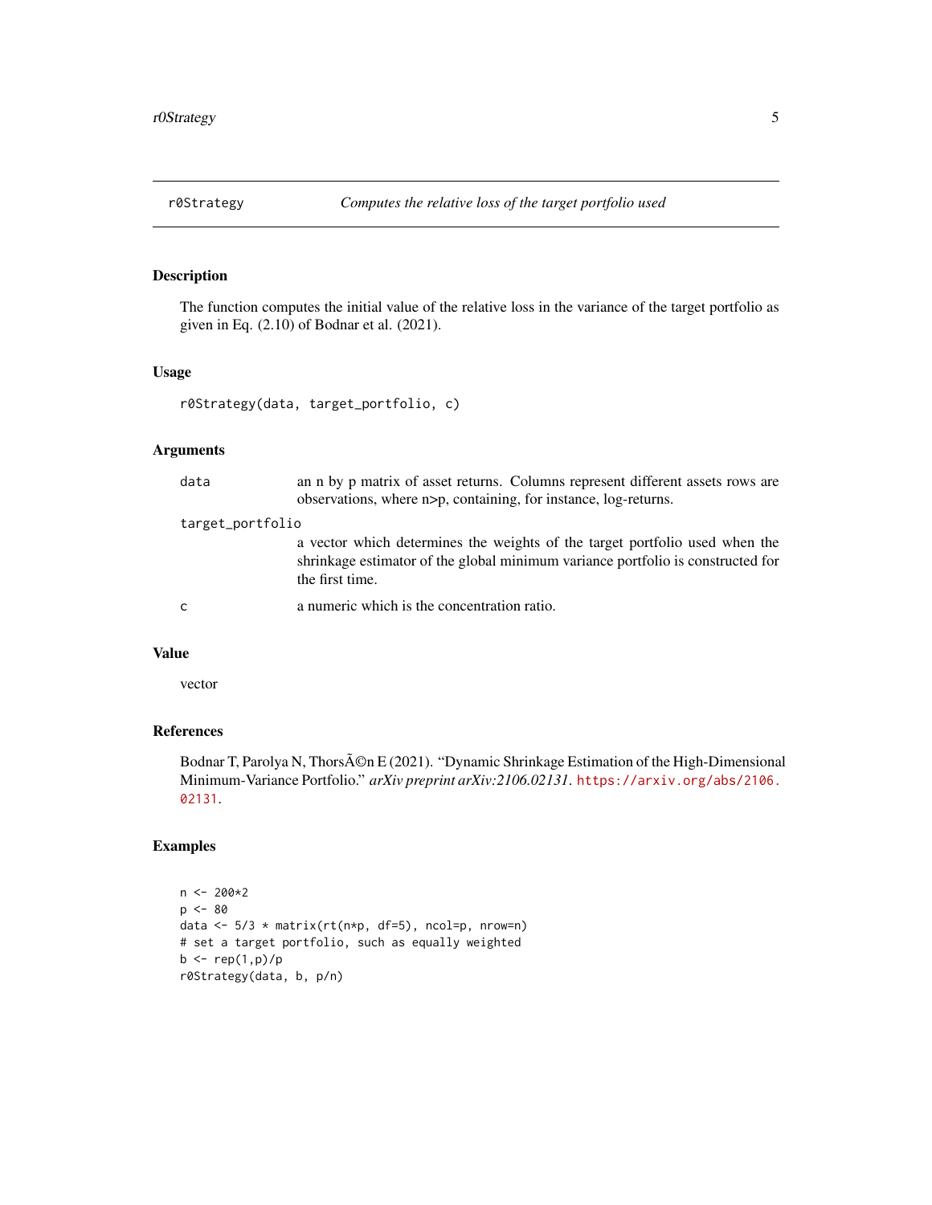## r0Strategy    *Computes the relative loss of the target portfolio used*

### Description

The function computes the initial value of the relative loss in the variance of the target portfolio as given in Eq. (2.10) of Bodnar et al. (2021).

### Usage

```
r0Strategy(data, target_portfolio, c)
```

### Arguments

| | |
|---|---|
| `data` | an n by p matrix of asset returns. Columns represent different assets rows are observations, where n>p, containing, for instance, log-returns. |
| `target_portfolio` | a vector which determines the weights of the target portfolio used when the shrinkage estimator of the global minimum variance portfolio is constructed for the first time. |
| `c` | a numeric which is the concentration ratio. |

### Value

vector

### References

Bodnar T, Parolya N, ThorsÃ©n E (2021). "Dynamic Shrinkage Estimation of the High-Dimensional Minimum-Variance Portfolio." *arXiv preprint arXiv:2106.02131*. https://arxiv.org/abs/2106.02131.

### Examples

```
n <- 200*2
p <- 80
data <- 5/3 * matrix(rt(n*p, df=5), ncol=p, nrow=n)
# set a target portfolio, such as equally weighted
b <- rep(1,p)/p
r0Strategy(data, b, p/n)
```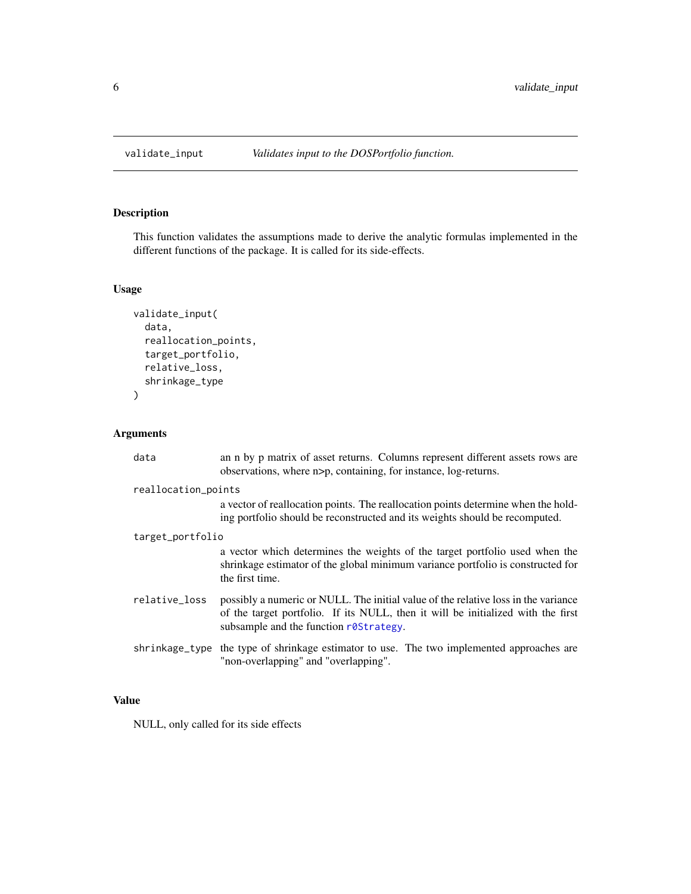# validate_input — *Validates input to the DOSPortfolio function.*

## Description

This function validates the assumptions made to derive the analytic formulas implemented in the different functions of the package. It is called for its side-effects.

## Usage

```
validate_input(
  data,
  reallocation_points,
  target_portfolio,
  relative_loss,
  shrinkage_type
)
```

## Arguments

| Argument | Description |
| --- | --- |
| `data` | an n by p matrix of asset returns. Columns represent different assets rows are observations, where n>p, containing, for instance, log-returns. |
| `reallocation_points` | a vector of reallocation points. The reallocation points determine when the holding portfolio should be reconstructed and its weights should be recomputed. |
| `target_portfolio` | a vector which determines the weights of the target portfolio used when the shrinkage estimator of the global minimum variance portfolio is constructed for the first time. |
| `relative_loss` | possibly a numeric or NULL. The initial value of the relative loss in the variance of the target portfolio. If its NULL, then it will be initialized with the first subsample and the function `r0Strategy`. |
| `shrinkage_type` | the type of shrinkage estimator to use. The two implemented approaches are "non-overlapping" and "overlapping". |

## Value

NULL, only called for its side effects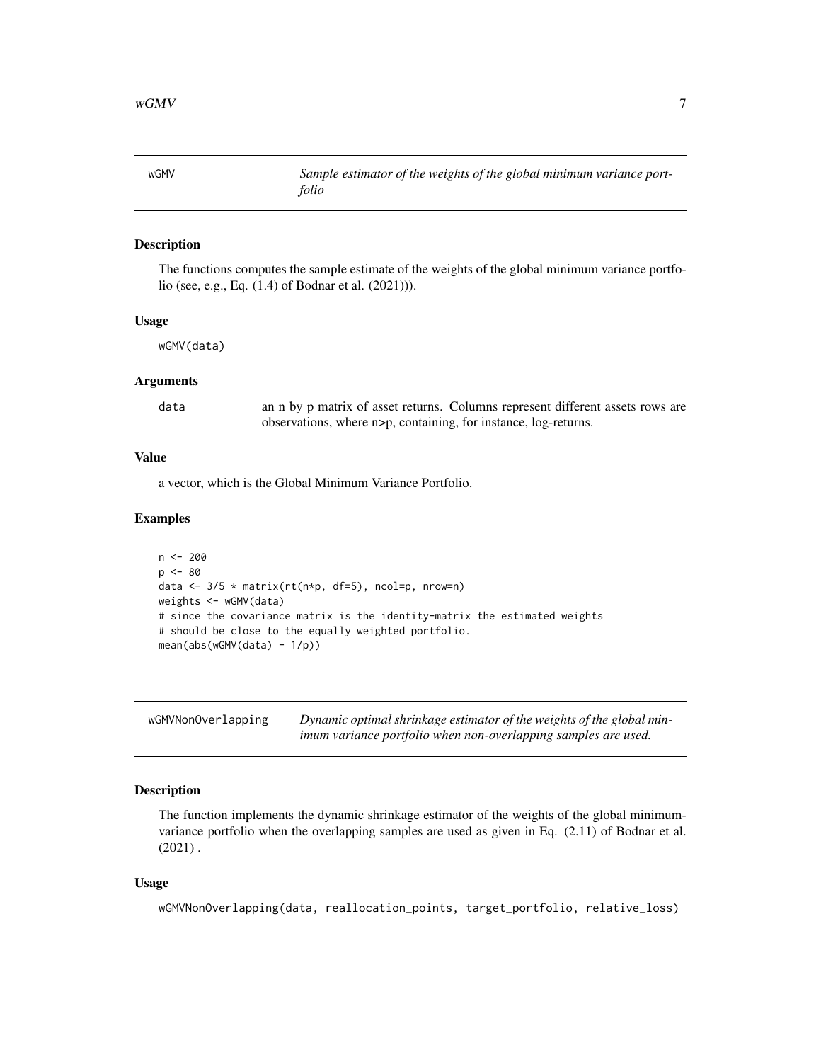## wGMV

*Sample estimator of the weights of the global minimum variance portfolio*

### Description

The functions computes the sample estimate of the weights of the global minimum variance portfolio (see, e.g., Eq. (1.4) of Bodnar et al. (2021))).

### Usage

```
wGMV(data)
```

### Arguments

| | |
|---|---|
| data | an n by p matrix of asset returns. Columns represent different assets rows are observations, where n>p, containing, for instance, log-returns. |

### Value

a vector, which is the Global Minimum Variance Portfolio.

### Examples

```
n <- 200
p <- 80
data <- 3/5 * matrix(rt(n*p, df=5), ncol=p, nrow=n)
weights <- wGMV(data)
# since the covariance matrix is the identity-matrix the estimated weights
# should be close to the equally weighted portfolio.
mean(abs(wGMV(data) - 1/p))
```

## wGMVNonOverlapping

*Dynamic optimal shrinkage estimator of the weights of the global minimum variance portfolio when non-overlapping samples are used.*

### Description

The function implements the dynamic shrinkage estimator of the weights of the global minimum-variance portfolio when the overlapping samples are used as given in Eq. (2.11) of Bodnar et al. (2021) .

### Usage

```
wGMVNonOverlapping(data, reallocation_points, target_portfolio, relative_loss)
```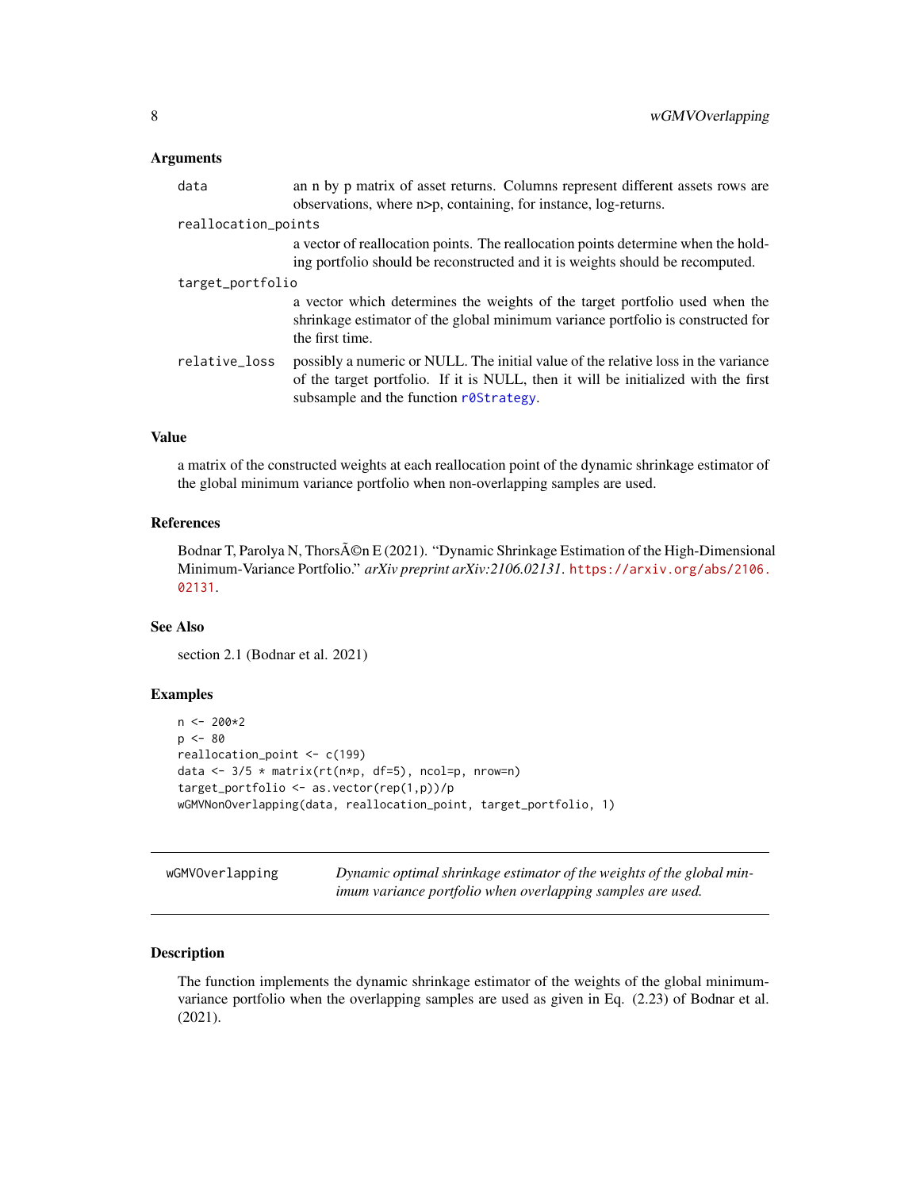### Arguments

| | |
|---|---|
| data | an n by p matrix of asset returns. Columns represent different assets rows are observations, where n>p, containing, for instance, log-returns. |
| reallocation_points | a vector of reallocation points. The reallocation points determine when the holding portfolio should be reconstructed and it is weights should be recomputed. |
| target_portfolio | a vector which determines the weights of the target portfolio used when the shrinkage estimator of the global minimum variance portfolio is constructed for the first time. |
| relative_loss | possibly a numeric or NULL. The initial value of the relative loss in the variance of the target portfolio. If it is NULL, then it will be initialized with the first subsample and the function r0Strategy. |

### Value

a matrix of the constructed weights at each reallocation point of the dynamic shrinkage estimator of the global minimum variance portfolio when non-overlapping samples are used.

### References

Bodnar T, Parolya N, ThorsÃ©n E (2021). "Dynamic Shrinkage Estimation of the High-Dimensional Minimum-Variance Portfolio." *arXiv preprint arXiv:2106.02131*. https://arxiv.org/abs/2106.02131.

### See Also

section 2.1 (Bodnar et al. 2021)

### Examples

```
n <- 200*2
p <- 80
reallocation_point <- c(199)
data <- 3/5 * matrix(rt(n*p, df=5), ncol=p, nrow=n)
target_portfolio <- as.vector(rep(1,p))/p
wGMVNonOverlapping(data, reallocation_point, target_portfolio, 1)
```

---

## wGMVOverlapping — *Dynamic optimal shrinkage estimator of the weights of the global minimum variance portfolio when overlapping samples are used.*

### Description

The function implements the dynamic shrinkage estimator of the weights of the global minimum-variance portfolio when the overlapping samples are used as given in Eq. (2.23) of Bodnar et al. (2021).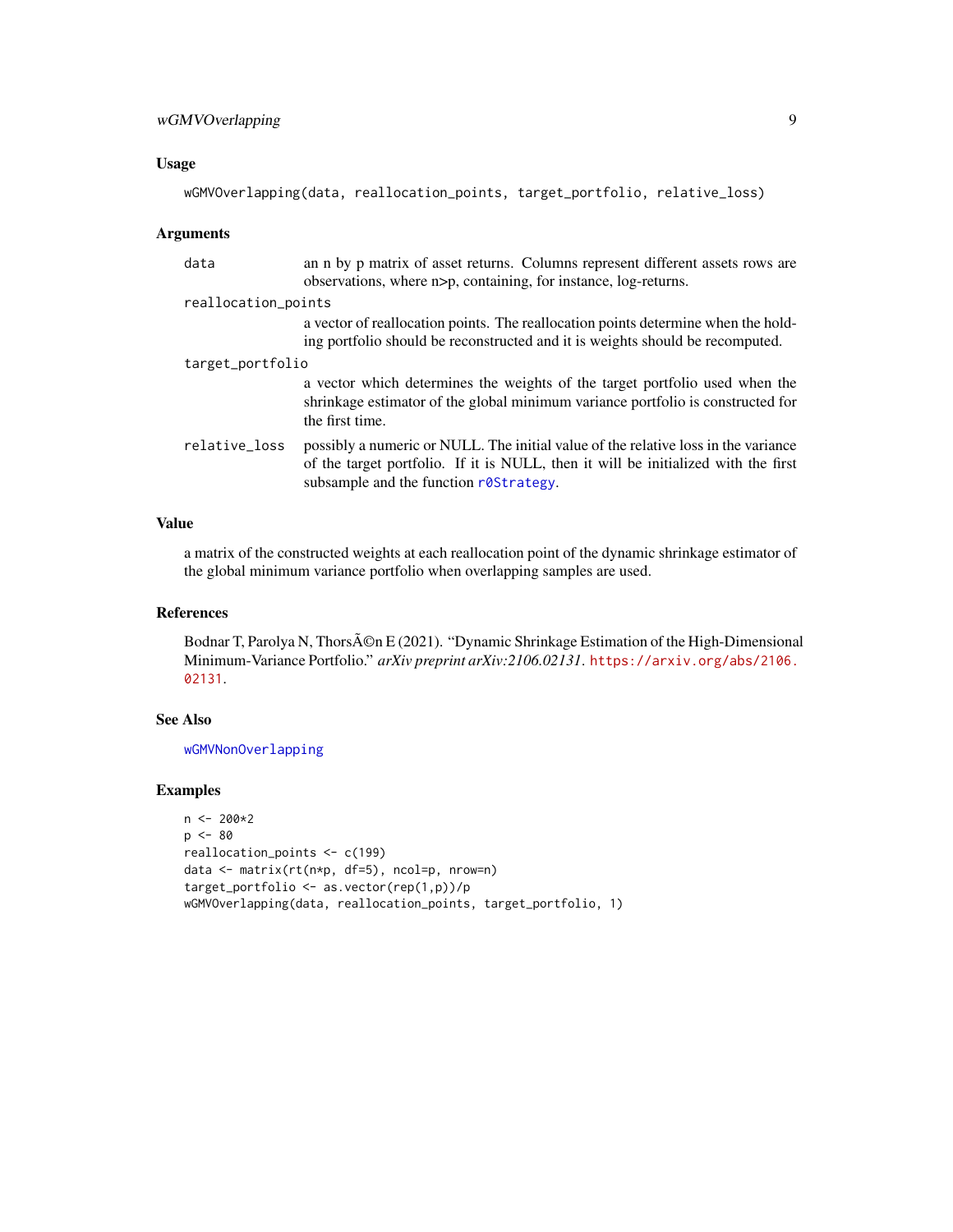## Usage

```
wGMVOverlapping(data, reallocation_points, target_portfolio, relative_loss)
```

## Arguments

- `data` — an n by p matrix of asset returns. Columns represent different assets rows are observations, where n>p, containing, for instance, log-returns.
- `reallocation_points` — a vector of reallocation points. The reallocation points determine when the holding portfolio should be reconstructed and it is weights should be recomputed.
- `target_portfolio` — a vector which determines the weights of the target portfolio used when the shrinkage estimator of the global minimum variance portfolio is constructed for the first time.
- `relative_loss` — possibly a numeric or NULL. The initial value of the relative loss in the variance of the target portfolio. If it is NULL, then it will be initialized with the first subsample and the function `r0Strategy`.

## Value

a matrix of the constructed weights at each reallocation point of the dynamic shrinkage estimator of the global minimum variance portfolio when overlapping samples are used.

## References

Bodnar T, Parolya N, ThorsÃ©n E (2021). "Dynamic Shrinkage Estimation of the High-Dimensional Minimum-Variance Portfolio." *arXiv preprint arXiv:2106.02131*. https://arxiv.org/abs/2106.02131.

## See Also

`wGMVNonOverlapping`

## Examples

```
n <- 200*2
p <- 80
reallocation_points <- c(199)
data <- matrix(rt(n*p, df=5), ncol=p, nrow=n)
target_portfolio <- as.vector(rep(1,p))/p
wGMVOverlapping(data, reallocation_points, target_portfolio, 1)
```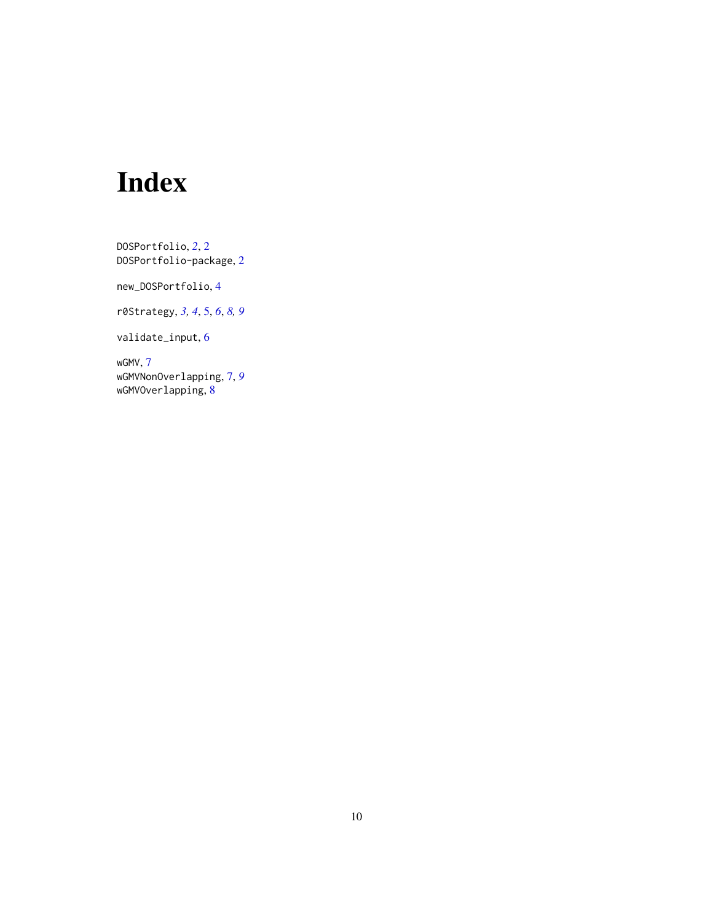# Index

DOSPortfolio, *2*, 2
DOSPortfolio-package, 2

new_DOSPortfolio, 4

r0Strategy, *3, 4*, 5, *6*, *8, 9*

validate_input, 6

wGMV, 7
wGMVNonOverlapping, 7, *9*
wGMVOverlapping, 8